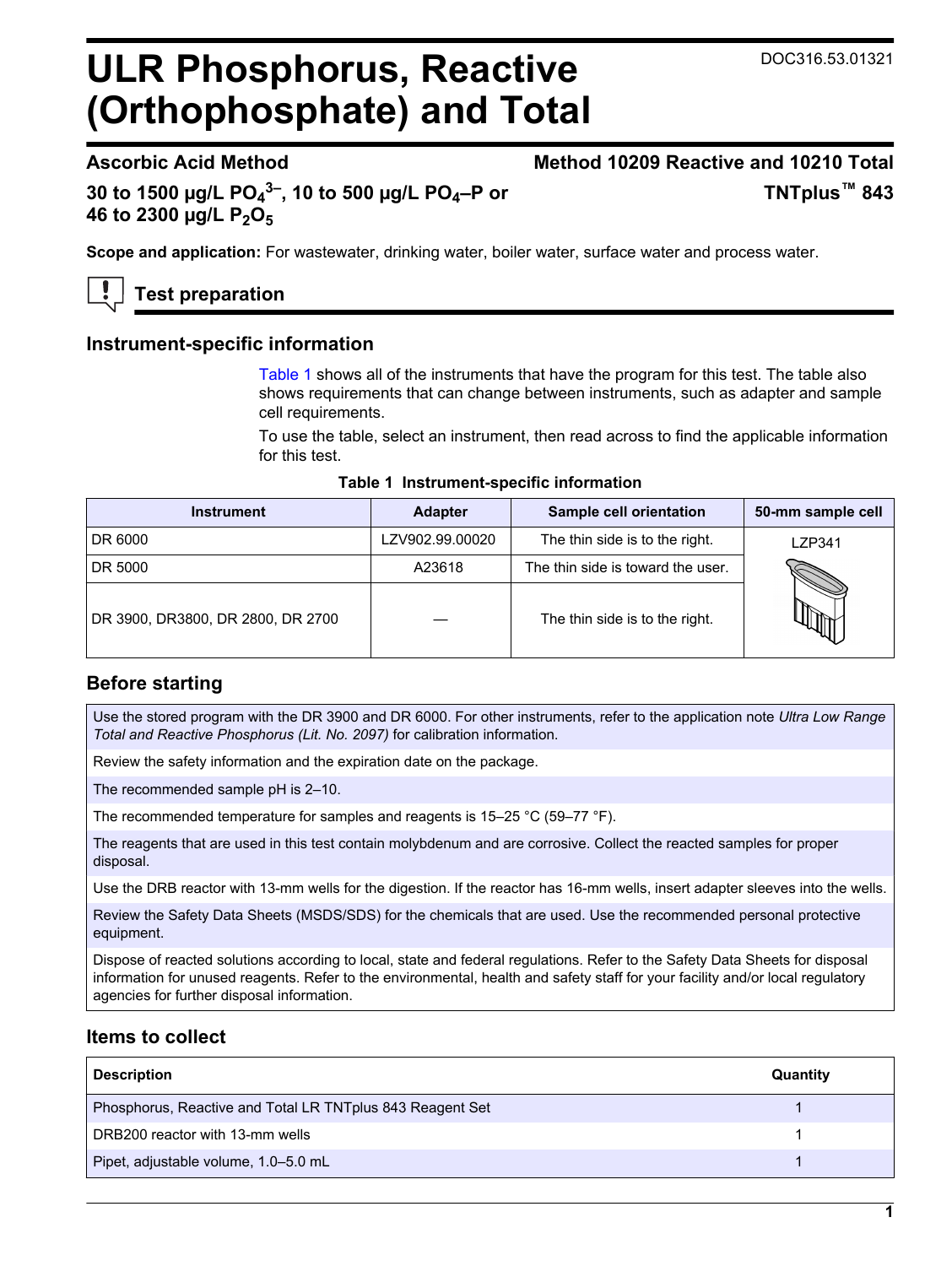DOC316.53.01321

# ULR Phosphorus, Reactive (Orthophosphate) and Total

**Ascorbic Acid Method** **Method 10209 Reactive and 10210 Total**

**30 to 1500 µg/L $PO_4^{3-}$, 10 to 500 µg/L $PO_4$–P or 46 to 2300 µg/L $P_2O_5$** **TNTplus™ 843**

**Scope and application:** For wastewater, drinking water, boiler water, surface water and process water.

## Test preparation

### Instrument-specific information

Table 1 shows all of the instruments that have the program for this test. The table also shows requirements that can change between instruments, such as adapter and sample cell requirements.

To use the table, select an instrument, then read across to find the applicable information for this test.

**Table 1 Instrument-specific information**

| Instrument | Adapter | Sample cell orientation | 50-mm sample cell |
|---|---|---|---|
| DR 6000 | LZV902.99.00020 | The thin side is to the right. | LZP341 |
| DR 5000 | A23618 | The thin side is toward the user. | |
| DR 3900, DR3800, DR 2800, DR 2700 | — | The thin side is to the right. | |

### Before starting

| |
|---|
| Use the stored program with the DR 3900 and DR 6000. For other instruments, refer to the application note *Ultra Low Range Total and Reactive Phosphorus (Lit. No. 2097)* for calibration information. |
| Review the safety information and the expiration date on the package. |
| The recommended sample pH is 2–10. |
| The recommended temperature for samples and reagents is 15–25 °C (59–77 °F). |
| The reagents that are used in this test contain molybdenum and are corrosive. Collect the reacted samples for proper disposal. |
| Use the DRB reactor with 13-mm wells for the digestion. If the reactor has 16-mm wells, insert adapter sleeves into the wells. |
| Review the Safety Data Sheets (MSDS/SDS) for the chemicals that are used. Use the recommended personal protective equipment. |
| Dispose of reacted solutions according to local, state and federal regulations. Refer to the Safety Data Sheets for disposal information for unused reagents. Refer to the environmental, health and safety staff for your facility and/or local regulatory agencies for further disposal information. |

### Items to collect

| Description | Quantity |
|---|---|
| Phosphorus, Reactive and Total LR TNTplus 843 Reagent Set | 1 |
| DRB200 reactor with 13-mm wells | 1 |
| Pipet, adjustable volume, 1.0–5.0 mL | 1 |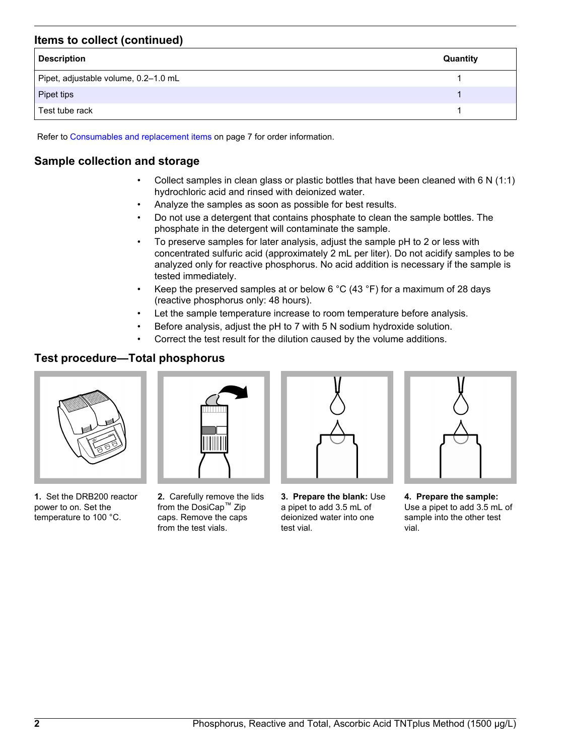## Items to collect (continued)

| Description | Quantity |
| --- | --- |
| Pipet, adjustable volume, 0.2–1.0 mL | 1 |
| Pipet tips | 1 |
| Test tube rack | 1 |

Refer to Consumables and replacement items on page 7 for order information.

## Sample collection and storage

- Collect samples in clean glass or plastic bottles that have been cleaned with 6 N (1:1) hydrochloric acid and rinsed with deionized water.
- Analyze the samples as soon as possible for best results.
- Do not use a detergent that contains phosphate to clean the sample bottles. The phosphate in the detergent will contaminate the sample.
- To preserve samples for later analysis, adjust the sample pH to 2 or less with concentrated sulfuric acid (approximately 2 mL per liter). Do not acidify samples to be analyzed only for reactive phosphorus. No acid addition is necessary if the sample is tested immediately.
- Keep the preserved samples at or below 6 °C (43 °F) for a maximum of 28 days (reactive phosphorus only: 48 hours).
- Let the sample temperature increase to room temperature before analysis.
- Before analysis, adjust the pH to 7 with 5 N sodium hydroxide solution.
- Correct the test result for the dilution caused by the volume additions.

## Test procedure—Total phosphorus

**1.** Set the DRB200 reactor power to on. Set the temperature to 100 °C.

**2.** Carefully remove the lids from the DosiCap™ Zip caps. Remove the caps from the test vials.

**3. Prepare the blank:** Use a pipet to add 3.5 mL of deionized water into one test vial.

**4. Prepare the sample:** Use a pipet to add 3.5 mL of sample into the other test vial.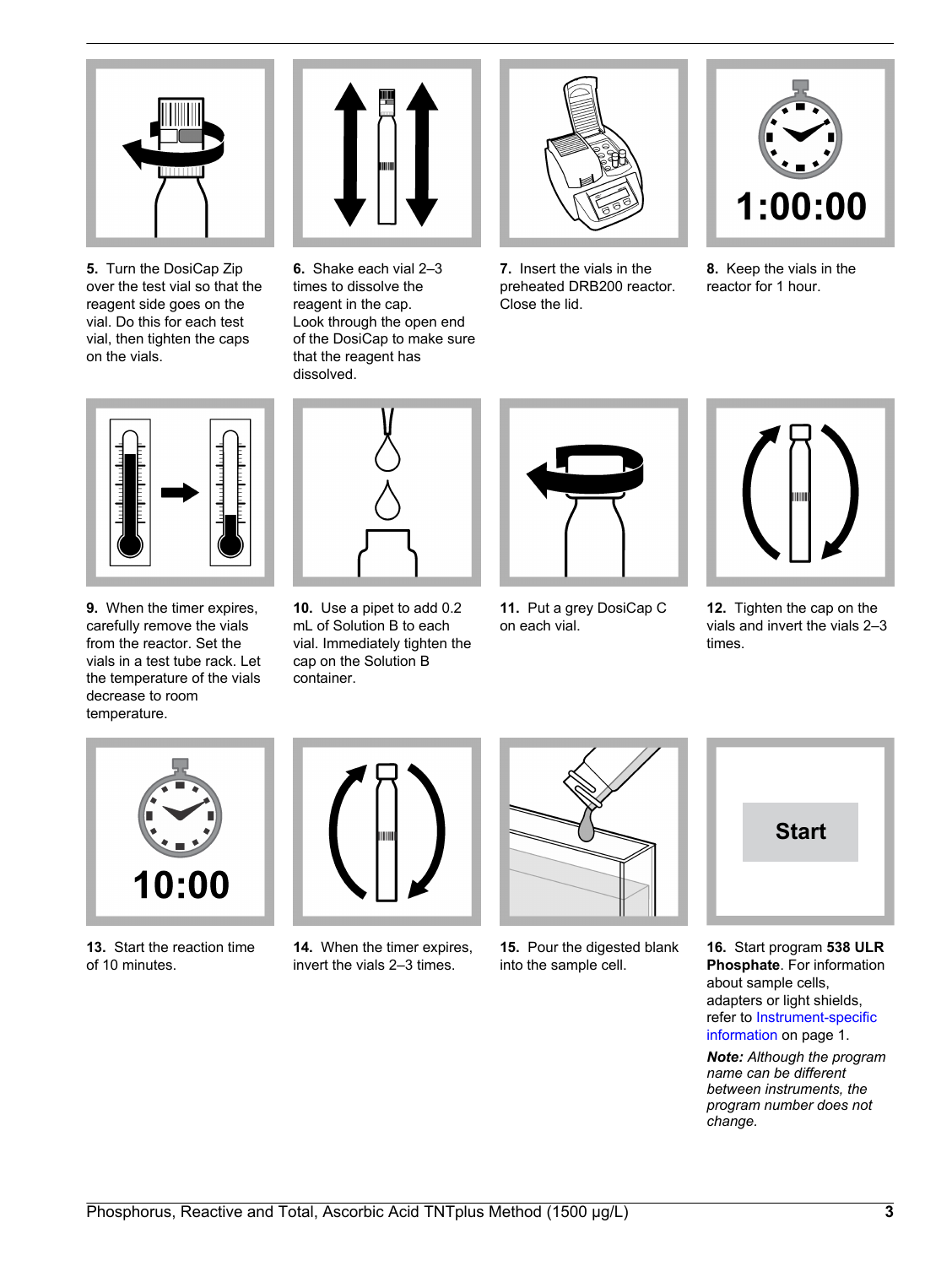**5.** Turn the DosiCap Zip over the test vial so that the reagent side goes on the vial. Do this for each test vial, then tighten the caps on the vials.

**6.** Shake each vial 2–3 times to dissolve the reagent in the cap.
Look through the open end of the DosiCap to make sure that the reagent has dissolved.

**7.** Insert the vials in the preheated DRB200 reactor. Close the lid.

**8.** Keep the vials in the reactor for 1 hour.

**9.** When the timer expires, carefully remove the vials from the reactor. Set the vials in a test tube rack. Let the temperature of the vials decrease to room temperature.

**10.** Use a pipet to add 0.2 mL of Solution B to each vial. Immediately tighten the cap on the Solution B container.

**11.** Put a grey DosiCap C on each vial.

**12.** Tighten the cap on the vials and invert the vials 2–3 times.

**13.** Start the reaction time of 10 minutes.

**14.** When the timer expires, invert the vials 2–3 times.

**15.** Pour the digested blank into the sample cell.

**16.** Start program **538 ULR Phosphate**. For information about sample cells, adapters or light shields, refer to Instrument-specific information on page 1.

***Note:*** *Although the program name can be different between instruments, the program number does not change.*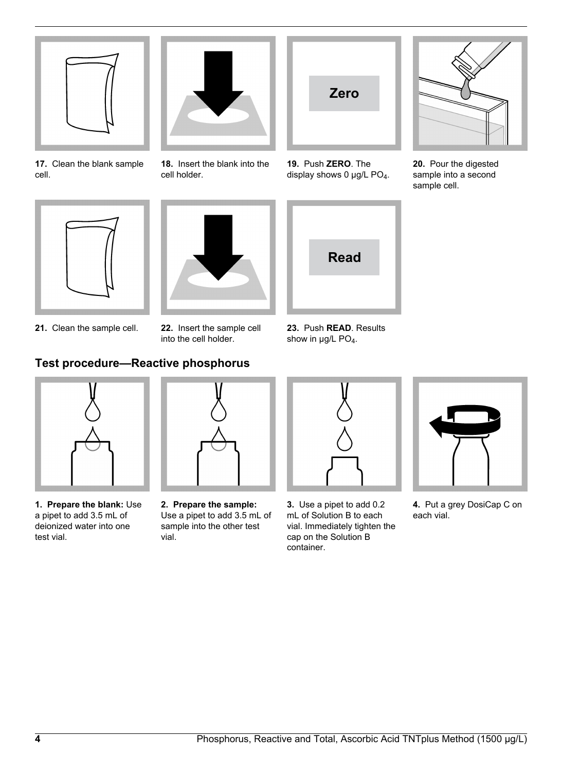**17.** Clean the blank sample cell.

**18.** Insert the blank into the cell holder.

**19.** Push **ZERO**. The display shows 0 µg/L $PO_4$.

**20.** Pour the digested sample into a second sample cell.

**21.** Clean the sample cell.

**22.** Insert the sample cell into the cell holder.

**23.** Push **READ**. Results show in µg/L $PO_4$.

## Test procedure—Reactive phosphorus

**1. Prepare the blank:** Use a pipet to add 3.5 mL of deionized water into one test vial.

**2. Prepare the sample:** Use a pipet to add 3.5 mL of sample into the other test vial.

**3.** Use a pipet to add 0.2 mL of Solution B to each vial. Immediately tighten the cap on the Solution B container.

**4.** Put a grey DosiCap C on each vial.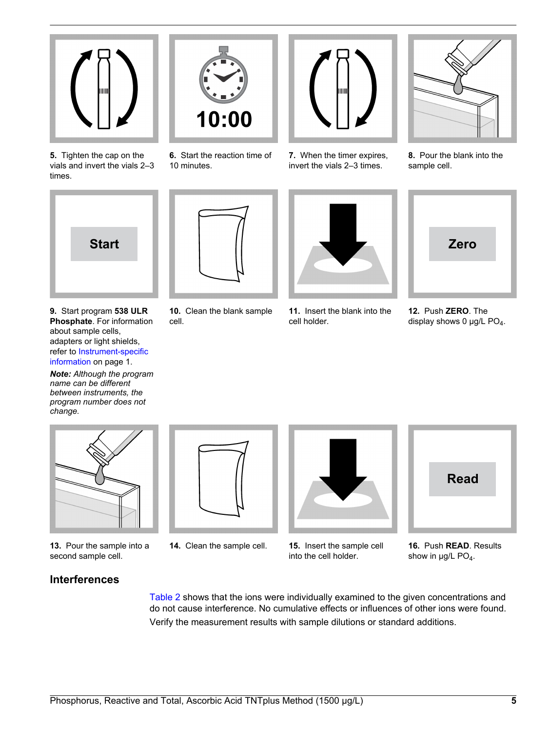5. Tighten the cap on the vials and invert the vials 2–3 times.

6. Start the reaction time of 10 minutes.

7. When the timer expires, invert the vials 2–3 times.

8. Pour the blank into the sample cell.

9. Start program **538 ULR Phosphate**. For information about sample cells, adapters or light shields, refer to Instrument-specific information on page 1.

***Note:*** *Although the program name can be different between instruments, the program number does not change.*

10. Clean the blank sample cell.

11. Insert the blank into the cell holder.

12. Push **ZERO**. The display shows 0 µg/L $PO_4$.

13. Pour the sample into a second sample cell.

14. Clean the sample cell.

15. Insert the sample cell into the cell holder.

16. Push **READ**. Results show in µg/L $PO_4$.

## Interferences

Table 2 shows that the ions were individually examined to the given concentrations and do not cause interference. No cumulative effects or influences of other ions were found.

Verify the measurement results with sample dilutions or standard additions.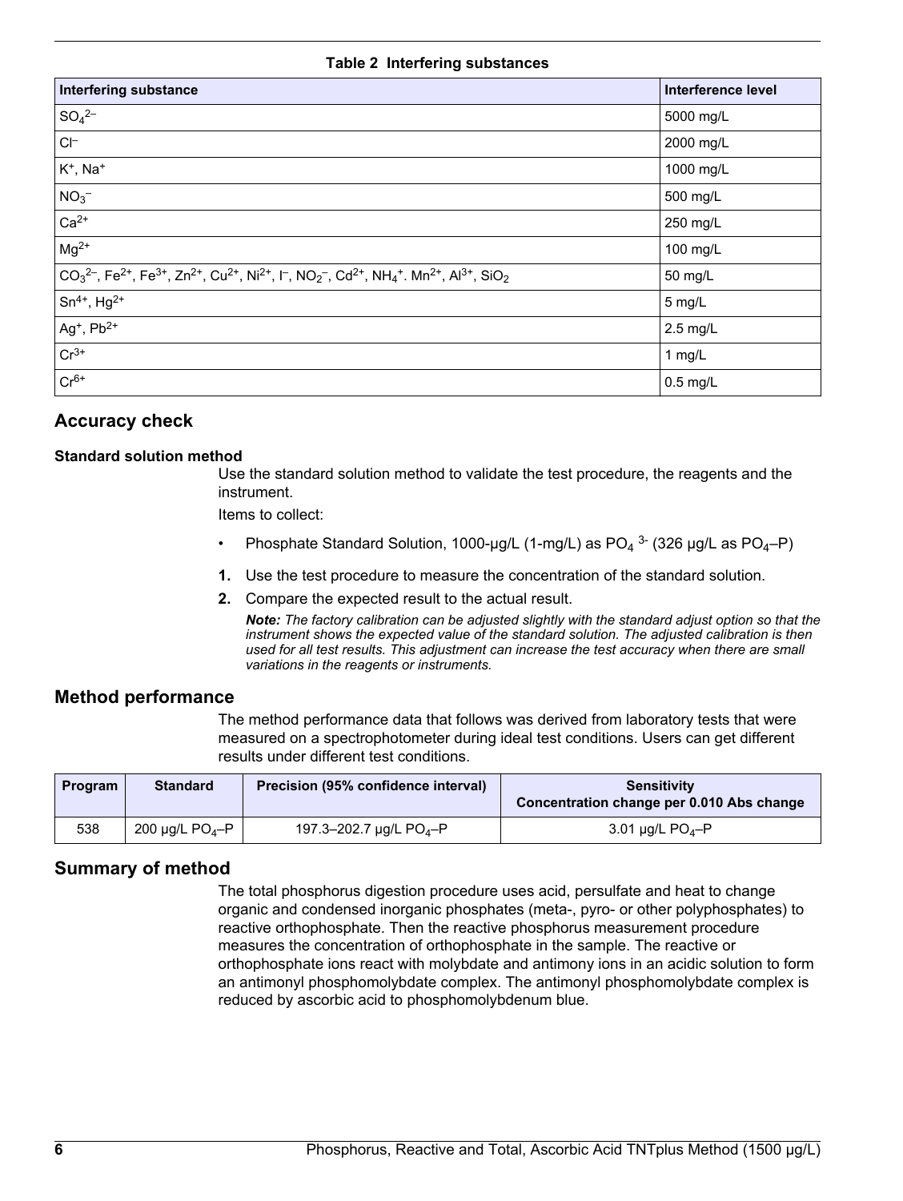**Table 2 Interfering substances**

| Interfering substance | Interference level |
|---|---|
| $SO_4^{2-}$ | 5000 mg/L |
| $Cl^-$ | 2000 mg/L |
| $K^+$, $Na^+$ | 1000 mg/L |
| $NO_3^-$ | 500 mg/L |
| $Ca^{2+}$ | 250 mg/L |
| $Mg^{2+}$ | 100 mg/L |
| $CO_3^{2-}$, $Fe^{2+}$, $Fe^{3+}$, $Zn^{2+}$, $Cu^{2+}$, $Ni^{2+}$, $I^-$, $NO_2^-$, $Cd^{2+}$, $NH_4^+$. $Mn^{2+}$, $Al^{3+}$, $SiO_2$ | 50 mg/L |
| $Sn^{4+}$, $Hg^{2+}$ | 5 mg/L |
| $Ag^+$, $Pb^{2+}$ | 2.5 mg/L |
| $Cr^{3+}$ | 1 mg/L |
| $Cr^{6+}$ | 0.5 mg/L |

## Accuracy check

### Standard solution method

Use the standard solution method to validate the test procedure, the reagents and the instrument.

Items to collect:

- Phosphate Standard Solution, 1000-µg/L (1-mg/L) as $PO_4^{3-}$ (326 µg/L as $PO_4$–P)

1. Use the test procedure to measure the concentration of the standard solution.
2. Compare the expected result to the actual result.

   ***Note:*** *The factory calibration can be adjusted slightly with the standard adjust option so that the instrument shows the expected value of the standard solution. The adjusted calibration is then used for all test results. This adjustment can increase the test accuracy when there are small variations in the reagents or instruments.*

## Method performance

The method performance data that follows was derived from laboratory tests that were measured on a spectrophotometer during ideal test conditions. Users can get different results under different test conditions.

| Program | Standard | Precision (95% confidence interval) | Sensitivity Concentration change per 0.010 Abs change |
|---|---|---|---|
| 538 | 200 µg/L $PO_4$–P | 197.3–202.7 µg/L $PO_4$–P | 3.01 µg/L $PO_4$–P |

## Summary of method

The total phosphorus digestion procedure uses acid, persulfate and heat to change organic and condensed inorganic phosphates (meta-, pyro- or other polyphosphates) to reactive orthophosphate. Then the reactive phosphorus measurement procedure measures the concentration of orthophosphate in the sample. The reactive or orthophosphate ions react with molybdate and antimony ions in an acidic solution to form an antimonyl phosphomolybdate complex. The antimonyl phosphomolybdate complex is reduced by ascorbic acid to phosphomolybdenum blue.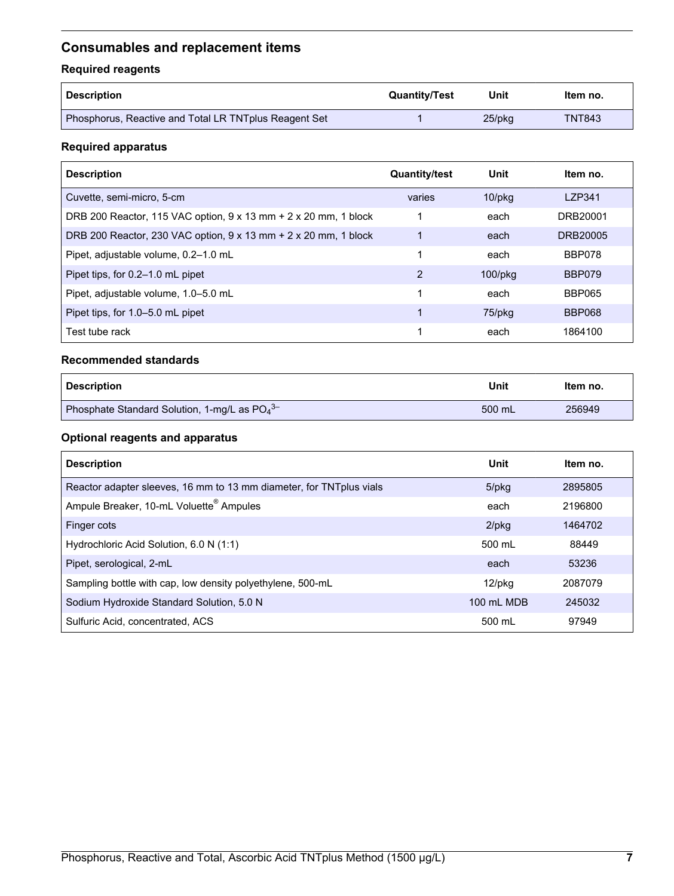## Consumables and replacement items

### Required reagents

| Description | Quantity/Test | Unit | Item no. |
|---|---|---|---|
| Phosphorus, Reactive and Total LR TNTplus Reagent Set | 1 | 25/pkg | TNT843 |

### Required apparatus

| Description | Quantity/test | Unit | Item no. |
|---|---|---|---|
| Cuvette, semi-micro, 5-cm | varies | 10/pkg | LZP341 |
| DRB 200 Reactor, 115 VAC option, 9 x 13 mm + 2 x 20 mm, 1 block | 1 | each | DRB20001 |
| DRB 200 Reactor, 230 VAC option, 9 x 13 mm + 2 x 20 mm, 1 block | 1 | each | DRB20005 |
| Pipet, adjustable volume, 0.2–1.0 mL | 1 | each | BBP078 |
| Pipet tips, for 0.2–1.0 mL pipet | 2 | 100/pkg | BBP079 |
| Pipet, adjustable volume, 1.0–5.0 mL | 1 | each | BBP065 |
| Pipet tips, for 1.0–5.0 mL pipet | 1 | 75/pkg | BBP068 |
| Test tube rack | 1 | each | 1864100 |

### Recommended standards

| Description | Unit | Item no. |
|---|---|---|
| Phosphate Standard Solution, 1-mg/L as $PO_4^{3-}$ | 500 mL | 256949 |

### Optional reagents and apparatus

| Description | Unit | Item no. |
|---|---|---|
| Reactor adapter sleeves, 16 mm to 13 mm diameter, for TNTplus vials | 5/pkg | 2895805 |
| Ampule Breaker, 10-mL Voluette® Ampules | each | 2196800 |
| Finger cots | 2/pkg | 1464702 |
| Hydrochloric Acid Solution, 6.0 N (1:1) | 500 mL | 88449 |
| Pipet, serological, 2-mL | each | 53236 |
| Sampling bottle with cap, low density polyethylene, 500-mL | 12/pkg | 2087079 |
| Sodium Hydroxide Standard Solution, 5.0 N | 100 mL MDB | 245032 |
| Sulfuric Acid, concentrated, ACS | 500 mL | 97949 |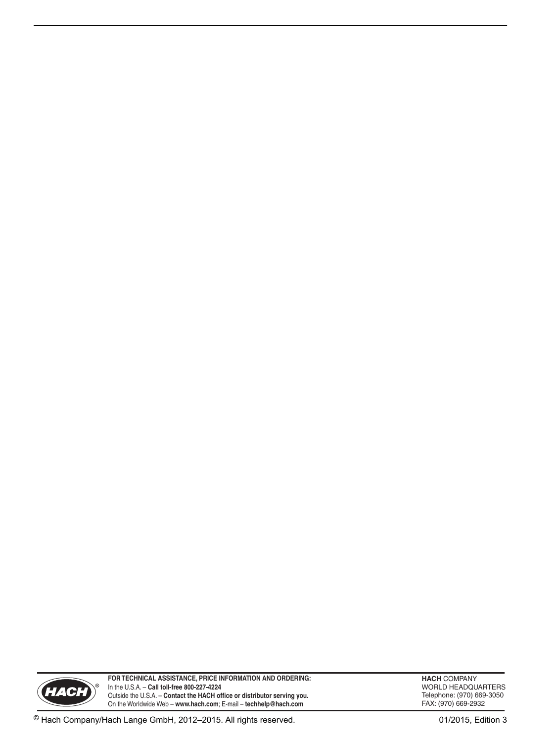**FOR TECHNICAL ASSISTANCE, PRICE INFORMATION AND ORDERING:**
In the U.S.A. – **Call toll-free 800-227-4224**
Outside the U.S.A. – **Contact the HACH office or distributor serving you.**
On the Worldwide Web – **www.hach.com**; E-mail – **techhelp@hach.com**

**HACH** COMPANY
WORLD HEADQUARTERS
Telephone: (970) 669-3050
FAX: (970) 669-2932

© Hach Company/Hach Lange GmbH, 2012–2015. All rights reserved.

01/2015, Edition 3